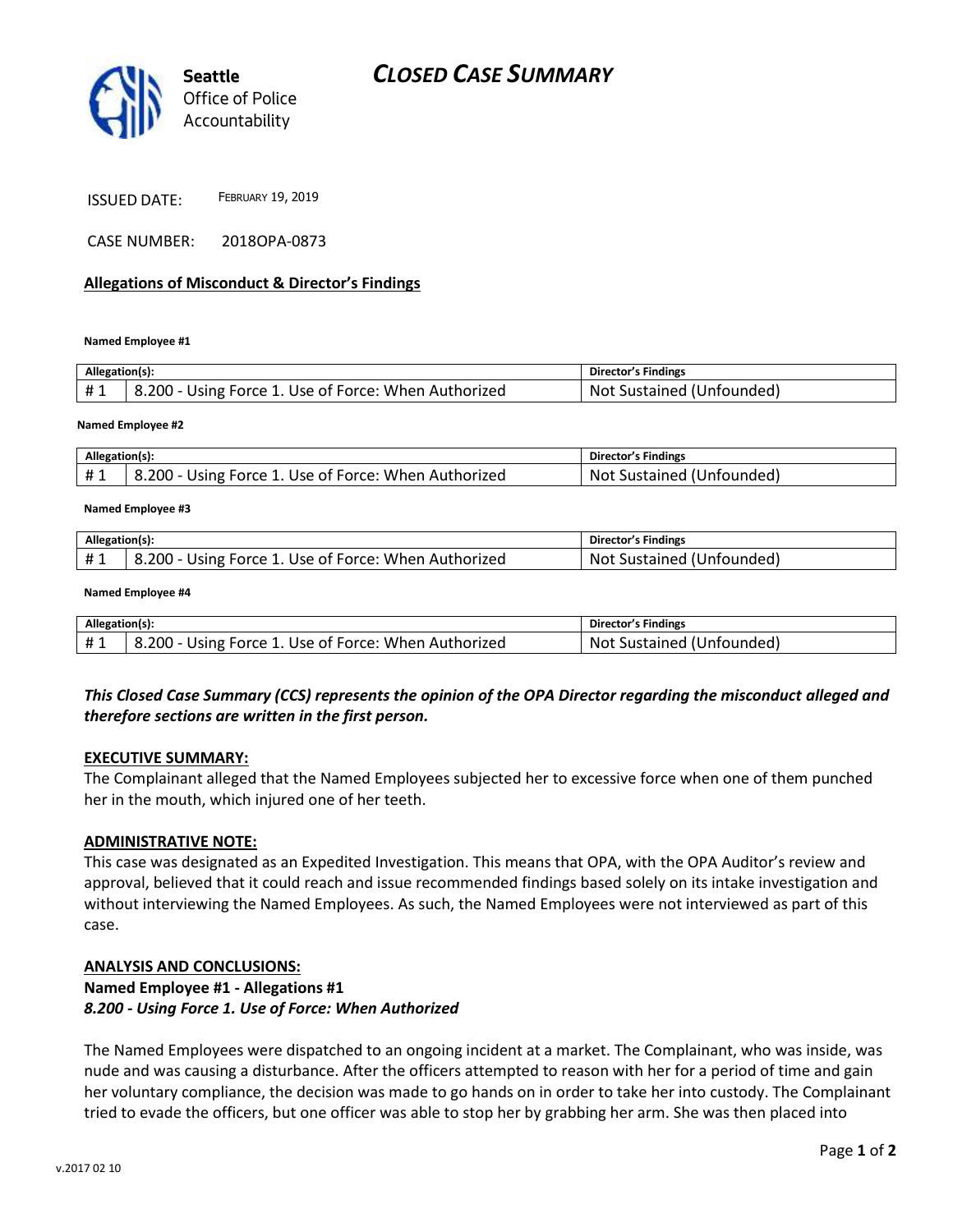# CLOSED CASE SUMMARY

Seattle Office of Police Accountability

ISSUED DATE: FEBRUARY 19, 2019

CASE NUMBER: 2018OPA-0873

**Allegations of Misconduct & Director's Findings**

**Named Employee #1**

| Allegation(s): | | Director's Findings |
|---|---|---|
| # 1 | 8.200 - Using Force 1. Use of Force: When Authorized | Not Sustained (Unfounded) |

**Named Employee #2**

| Allegation(s): | | Director's Findings |
|---|---|---|
| # 1 | 8.200 - Using Force 1. Use of Force: When Authorized | Not Sustained (Unfounded) |

**Named Employee #3**

| Allegation(s): | | Director's Findings |
|---|---|---|
| # 1 | 8.200 - Using Force 1. Use of Force: When Authorized | Not Sustained (Unfounded) |

**Named Employee #4**

| Allegation(s): | | Director's Findings |
|---|---|---|
| # 1 | 8.200 - Using Force 1. Use of Force: When Authorized | Not Sustained (Unfounded) |

***This Closed Case Summary (CCS) represents the opinion of the OPA Director regarding the misconduct alleged and therefore sections are written in the first person.***

**EXECUTIVE SUMMARY:**

The Complainant alleged that the Named Employees subjected her to excessive force when one of them punched her in the mouth, which injured one of her teeth.

**ADMINISTRATIVE NOTE:**

This case was designated as an Expedited Investigation. This means that OPA, with the OPA Auditor's review and approval, believed that it could reach and issue recommended findings based solely on its intake investigation and without interviewing the Named Employees. As such, the Named Employees were not interviewed as part of this case.

**ANALYSIS AND CONCLUSIONS:**

**Named Employee #1 - Allegations #1**
***8.200 - Using Force 1. Use of Force: When Authorized***

The Named Employees were dispatched to an ongoing incident at a market. The Complainant, who was inside, was nude and was causing a disturbance. After the officers attempted to reason with her for a period of time and gain her voluntary compliance, the decision was made to go hands on in order to take her into custody. The Complainant tried to evade the officers, but one officer was able to stop her by grabbing her arm. She was then placed into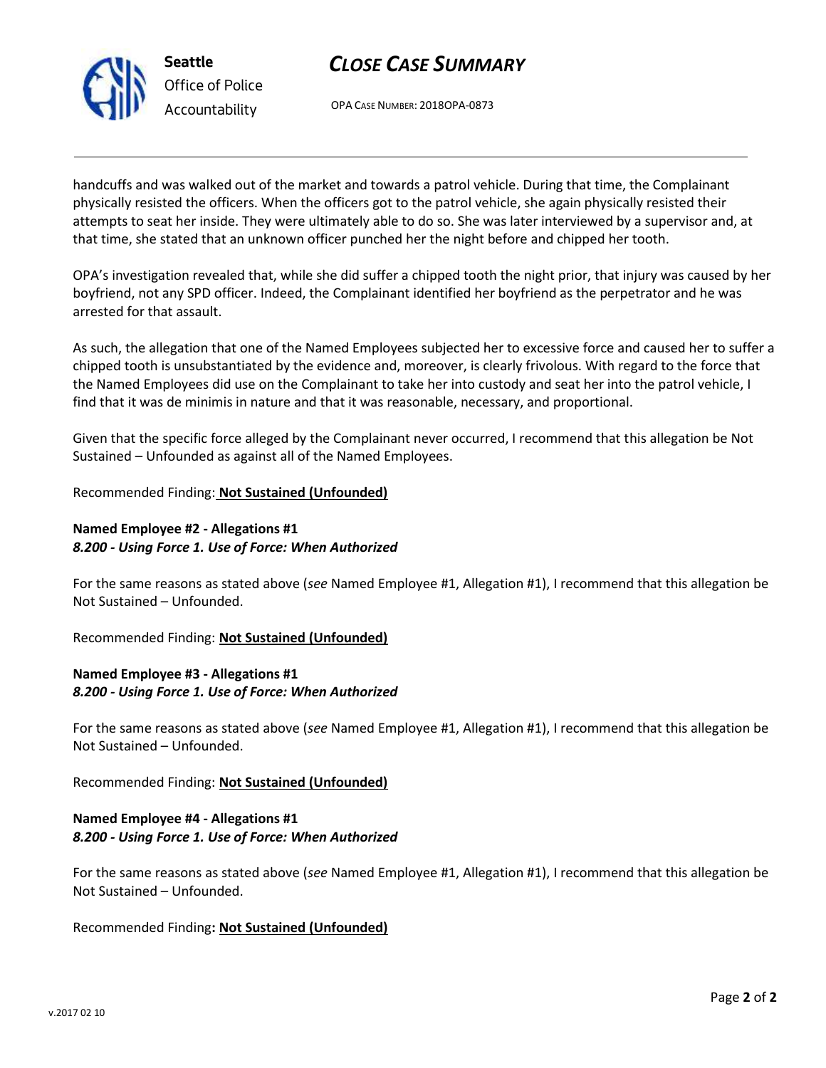handcuffs and was walked out of the market and towards a patrol vehicle. During that time, the Complainant physically resisted the officers. When the officers got to the patrol vehicle, she again physically resisted their attempts to seat her inside. They were ultimately able to do so. She was later interviewed by a supervisor and, at that time, she stated that an unknown officer punched her the night before and chipped her tooth.

OPA's investigation revealed that, while she did suffer a chipped tooth the night prior, that injury was caused by her boyfriend, not any SPD officer. Indeed, the Complainant identified her boyfriend as the perpetrator and he was arrested for that assault.

As such, the allegation that one of the Named Employees subjected her to excessive force and caused her to suffer a chipped tooth is unsubstantiated by the evidence and, moreover, is clearly frivolous. With regard to the force that the Named Employees did use on the Complainant to take her into custody and seat her into the patrol vehicle, I find that it was de minimis in nature and that it was reasonable, necessary, and proportional.

Given that the specific force alleged by the Complainant never occurred, I recommend that this allegation be Not Sustained – Unfounded as against all of the Named Employees.

Recommended Finding: **Not Sustained (Unfounded)**

**Named Employee #2 - Allegations #1**
***8.200 - Using Force 1. Use of Force: When Authorized***

For the same reasons as stated above (*see* Named Employee #1, Allegation #1), I recommend that this allegation be Not Sustained – Unfounded.

Recommended Finding: **Not Sustained (Unfounded)**

**Named Employee #3 - Allegations #1**
***8.200 - Using Force 1. Use of Force: When Authorized***

For the same reasons as stated above (*see* Named Employee #1, Allegation #1), I recommend that this allegation be Not Sustained – Unfounded.

Recommended Finding: **Not Sustained (Unfounded)**

**Named Employee #4 - Allegations #1**
***8.200 - Using Force 1. Use of Force: When Authorized***

For the same reasons as stated above (*see* Named Employee #1, Allegation #1), I recommend that this allegation be Not Sustained – Unfounded.

Recommended Finding**: Not Sustained (Unfounded)**